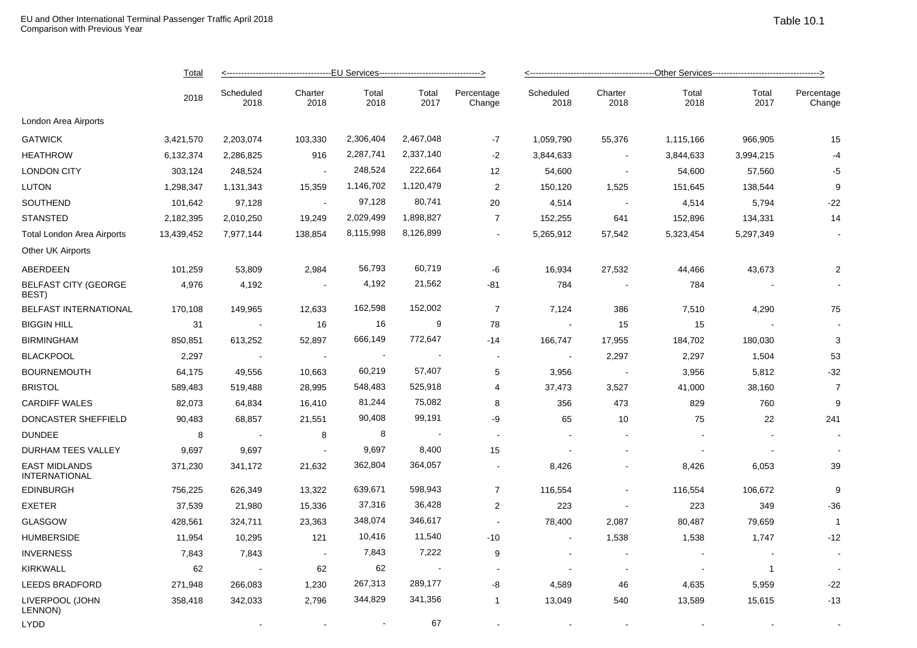EU and Other International Terminal Passenger Traffic April 2018
Comparison with Previous Year

Table 10.1

| | Total | EU Services | | | | | Other Services | | | | |
|---|---|---|---|---|---|---|---|---|---|---|---|
| | 2018 | Scheduled 2018 | Charter 2018 | Total 2018 | Total 2017 | Percentage Change | Scheduled 2018 | Charter 2018 | Total 2018 | Total 2017 | Percentage Change |
| London Area Airports | | | | | | | | | | | |
| GATWICK | 3,421,570 | 2,203,074 | 103,330 | 2,306,404 | 2,467,048 | -7 | 1,059,790 | 55,376 | 1,115,166 | 966,905 | 15 |
| HEATHROW | 6,132,374 | 2,286,825 | 916 | 2,287,741 | 2,337,140 | -2 | 3,844,633 | - | 3,844,633 | 3,994,215 | -4 |
| LONDON CITY | 303,124 | 248,524 | - | 248,524 | 222,664 | 12 | 54,600 | - | 54,600 | 57,560 | -5 |
| LUTON | 1,298,347 | 1,131,343 | 15,359 | 1,146,702 | 1,120,479 | 2 | 150,120 | 1,525 | 151,645 | 138,544 | 9 |
| SOUTHEND | 101,642 | 97,128 | - | 97,128 | 80,741 | 20 | 4,514 | - | 4,514 | 5,794 | -22 |
| STANSTED | 2,182,395 | 2,010,250 | 19,249 | 2,029,499 | 1,898,827 | 7 | 152,255 | 641 | 152,896 | 134,331 | 14 |
| Total London Area Airports | 13,439,452 | 7,977,144 | 138,854 | 8,115,998 | 8,126,899 | - | 5,265,912 | 57,542 | 5,323,454 | 5,297,349 | - |
| Other UK Airports | | | | | | | | | | | |
| ABERDEEN | 101,259 | 53,809 | 2,984 | 56,793 | 60,719 | -6 | 16,934 | 27,532 | 44,466 | 43,673 | 2 |
| BELFAST CITY (GEORGE BEST) | 4,976 | 4,192 | - | 4,192 | 21,562 | -81 | 784 | - | 784 | - | - |
| BELFAST INTERNATIONAL | 170,108 | 149,965 | 12,633 | 162,598 | 152,002 | 7 | 7,124 | 386 | 7,510 | 4,290 | 75 |
| BIGGIN HILL | 31 | - | 16 | 16 | 9 | 78 | - | 15 | 15 | - | - |
| BIRMINGHAM | 850,851 | 613,252 | 52,897 | 666,149 | 772,647 | -14 | 166,747 | 17,955 | 184,702 | 180,030 | 3 |
| BLACKPOOL | 2,297 | - | - | - | - | - | - | 2,297 | 2,297 | 1,504 | 53 |
| BOURNEMOUTH | 64,175 | 49,556 | 10,663 | 60,219 | 57,407 | 5 | 3,956 | - | 3,956 | 5,812 | -32 |
| BRISTOL | 589,483 | 519,488 | 28,995 | 548,483 | 525,918 | 4 | 37,473 | 3,527 | 41,000 | 38,160 | 7 |
| CARDIFF WALES | 82,073 | 64,834 | 16,410 | 81,244 | 75,082 | 8 | 356 | 473 | 829 | 760 | 9 |
| DONCASTER SHEFFIELD | 90,483 | 68,857 | 21,551 | 90,408 | 99,191 | -9 | 65 | 10 | 75 | 22 | 241 |
| DUNDEE | 8 | - | 8 | 8 | - | - | - | - | - | - | - |
| DURHAM TEES VALLEY | 9,697 | 9,697 | - | 9,697 | 8,400 | 15 | - | - | - | - | - |
| EAST MIDLANDS INTERNATIONAL | 371,230 | 341,172 | 21,632 | 362,804 | 364,057 | - | 8,426 | - | 8,426 | 6,053 | 39 |
| EDINBURGH | 756,225 | 626,349 | 13,322 | 639,671 | 598,943 | 7 | 116,554 | - | 116,554 | 106,672 | 9 |
| EXETER | 37,539 | 21,980 | 15,336 | 37,316 | 36,428 | 2 | 223 | - | 223 | 349 | -36 |
| GLASGOW | 428,561 | 324,711 | 23,363 | 348,074 | 346,617 | - | 78,400 | 2,087 | 80,487 | 79,659 | 1 |
| HUMBERSIDE | 11,954 | 10,295 | 121 | 10,416 | 11,540 | -10 | - | 1,538 | 1,538 | 1,747 | -12 |
| INVERNESS | 7,843 | 7,843 | - | 7,843 | 7,222 | 9 | - | - | - | - | - |
| KIRKWALL | 62 | - | 62 | 62 | - | - | - | - | - | 1 | - |
| LEEDS BRADFORD | 271,948 | 266,083 | 1,230 | 267,313 | 289,177 | -8 | 4,589 | 46 | 4,635 | 5,959 | -22 |
| LIVERPOOL (JOHN LENNON) | 358,418 | 342,033 | 2,796 | 344,829 | 341,356 | 1 | 13,049 | 540 | 13,589 | 15,615 | -13 |
| LYDD | | - | - | - | 67 | - | - | - | - | - | - |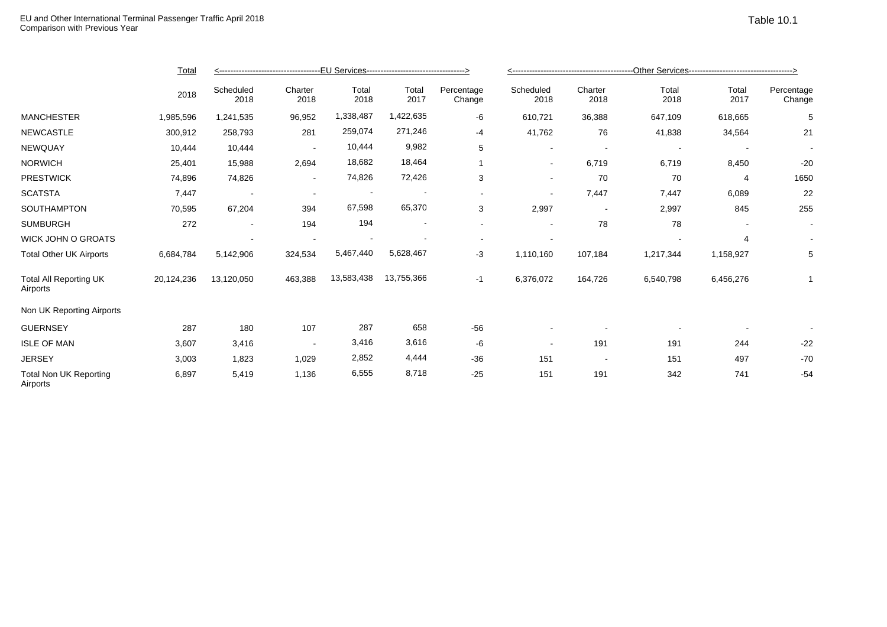EU and Other International Terminal Passenger Traffic April 2018
Comparison with Previous Year

Table 10.1

| | Total | <-----EU Services-----> | | | | | <-----Other Services-----> | | | | |
|---|---|---|---|---|---|---|---|---|---|---|---|
| | 2018 | Scheduled 2018 | Charter 2018 | Total 2018 | Total 2017 | Percentage Change | Scheduled 2018 | Charter 2018 | Total 2018 | Total 2017 | Percentage Change |
| MANCHESTER | 1,985,596 | 1,241,535 | 96,952 | 1,338,487 | 1,422,635 | -6 | 610,721 | 36,388 | 647,109 | 618,665 | 5 |
| NEWCASTLE | 300,912 | 258,793 | 281 | 259,074 | 271,246 | -4 | 41,762 | 76 | 41,838 | 34,564 | 21 |
| NEWQUAY | 10,444 | 10,444 | - | 10,444 | 9,982 | 5 | - | - | - | - | - |
| NORWICH | 25,401 | 15,988 | 2,694 | 18,682 | 18,464 | 1 | - | 6,719 | 6,719 | 8,450 | -20 |
| PRESTWICK | 74,896 | 74,826 | - | 74,826 | 72,426 | 3 | - | 70 | 70 | 4 | 1650 |
| SCATSTA | 7,447 | - | - | - | - | - | - | 7,447 | 7,447 | 6,089 | 22 |
| SOUTHAMPTON | 70,595 | 67,204 | 394 | 67,598 | 65,370 | 3 | 2,997 | - | 2,997 | 845 | 255 |
| SUMBURGH | 272 | - | 194 | 194 | - | - | - | 78 | 78 | - | - |
| WICK JOHN O GROATS | | - | - | - | - | - | - | | - | 4 | - |
| Total Other UK Airports | 6,684,784 | 5,142,906 | 324,534 | 5,467,440 | 5,628,467 | -3 | 1,110,160 | 107,184 | 1,217,344 | 1,158,927 | 5 |
| Total All Reporting UK Airports | 20,124,236 | 13,120,050 | 463,388 | 13,583,438 | 13,755,366 | -1 | 6,376,072 | 164,726 | 6,540,798 | 6,456,276 | 1 |
| Non UK Reporting Airports | | | | | | | | | | | |
| GUERNSEY | 287 | 180 | 107 | 287 | 658 | -56 | - | - | - | - | - |
| ISLE OF MAN | 3,607 | 3,416 | - | 3,416 | 3,616 | -6 | - | 191 | 191 | 244 | -22 |
| JERSEY | 3,003 | 1,823 | 1,029 | 2,852 | 4,444 | -36 | 151 | - | 151 | 497 | -70 |
| Total Non UK Reporting Airports | 6,897 | 5,419 | 1,136 | 6,555 | 8,718 | -25 | 151 | 191 | 342 | 741 | -54 |